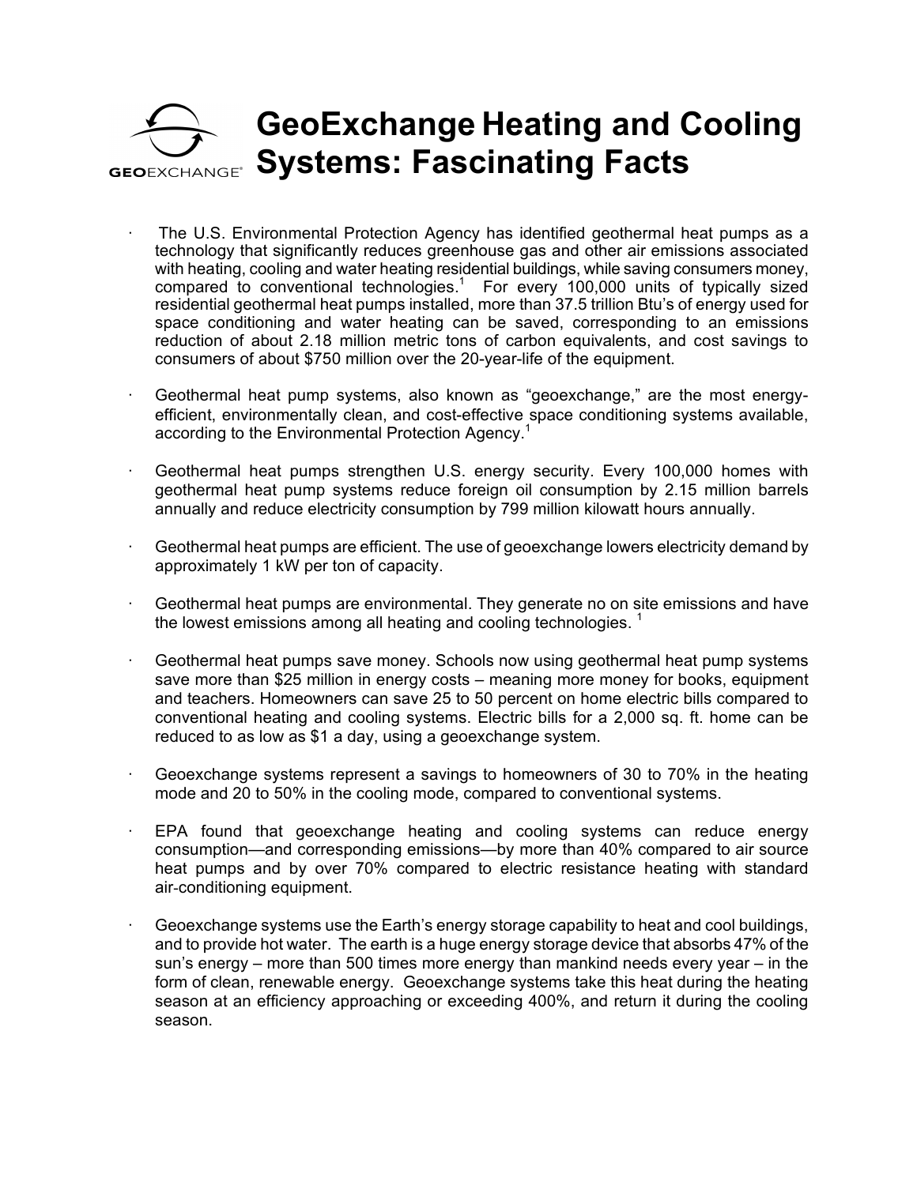# GeoExchange Heating and Cooling Systems: Fascinating Facts

- The U.S. Environmental Protection Agency has identified geothermal heat pumps as a technology that significantly reduces greenhouse gas and other air emissions associated with heating, cooling and water heating residential buildings, while saving consumers money, compared to conventional technologies.[1] For every 100,000 units of typically sized residential geothermal heat pumps installed, more than 37.5 trillion Btu's of energy used for space conditioning and water heating can be saved, corresponding to an emissions reduction of about 2.18 million metric tons of carbon equivalents, and cost savings to consumers of about $750 million over the 20-year-life of the equipment.

- Geothermal heat pump systems, also known as "geoexchange," are the most energy-efficient, environmentally clean, and cost-effective space conditioning systems available, according to the Environmental Protection Agency.[1]

- Geothermal heat pumps strengthen U.S. energy security. Every 100,000 homes with geothermal heat pump systems reduce foreign oil consumption by 2.15 million barrels annually and reduce electricity consumption by 799 million kilowatt hours annually.

- Geothermal heat pumps are efficient. The use of geoexchange lowers electricity demand by approximately 1 kW per ton of capacity.

- Geothermal heat pumps are environmental. They generate no on site emissions and have the lowest emissions among all heating and cooling technologies.[1]

- Geothermal heat pumps save money. Schools now using geothermal heat pump systems save more than $25 million in energy costs – meaning more money for books, equipment and teachers. Homeowners can save 25 to 50 percent on home electric bills compared to conventional heating and cooling systems. Electric bills for a 2,000 sq. ft. home can be reduced to as low as $1 a day, using a geoexchange system.

- Geoexchange systems represent a savings to homeowners of 30 to 70% in the heating mode and 20 to 50% in the cooling mode, compared to conventional systems.

- EPA found that geoexchange heating and cooling systems can reduce energy consumption—and corresponding emissions—by more than 40% compared to air source heat pumps and by over 70% compared to electric resistance heating with standard air-conditioning equipment.

- Geoexchange systems use the Earth's energy storage capability to heat and cool buildings, and to provide hot water. The earth is a huge energy storage device that absorbs 47% of the sun's energy – more than 500 times more energy than mankind needs every year – in the form of clean, renewable energy. Geoexchange systems take this heat during the heating season at an efficiency approaching or exceeding 400%, and return it during the cooling season.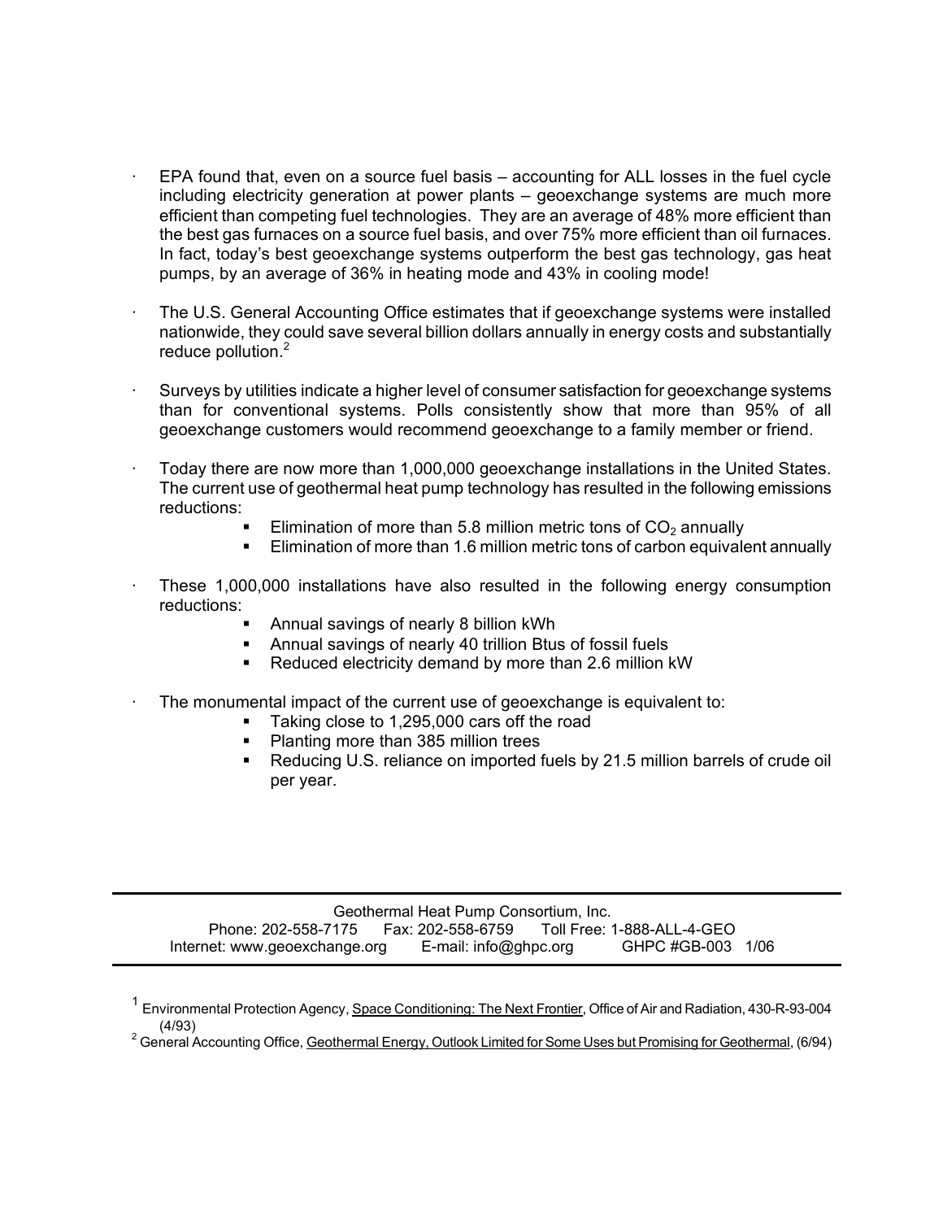- EPA found that, even on a source fuel basis – accounting for ALL losses in the fuel cycle including electricity generation at power plants – geoexchange systems are much more efficient than competing fuel technologies. They are an average of 48% more efficient than the best gas furnaces on a source fuel basis, and over 75% more efficient than oil furnaces. In fact, today's best geoexchange systems outperform the best gas technology, gas heat pumps, by an average of 36% in heating mode and 43% in cooling mode!

- The U.S. General Accounting Office estimates that if geoexchange systems were installed nationwide, they could save several billion dollars annually in energy costs and substantially reduce pollution.[2]

- Surveys by utilities indicate a higher level of consumer satisfaction for geoexchange systems than for conventional systems. Polls consistently show that more than 95% of all geoexchange customers would recommend geoexchange to a family member or friend.

- Today there are now more than 1,000,000 geoexchange installations in the United States. The current use of geothermal heat pump technology has resulted in the following emissions reductions:
  - Elimination of more than 5.8 million metric tons of $CO_2$ annually
  - Elimination of more than 1.6 million metric tons of carbon equivalent annually

- These 1,000,000 installations have also resulted in the following energy consumption reductions:
  - Annual savings of nearly 8 billion kWh
  - Annual savings of nearly 40 trillion Btus of fossil fuels
  - Reduced electricity demand by more than 2.6 million kW

- The monumental impact of the current use of geoexchange is equivalent to:
  - Taking close to 1,295,000 cars off the road
  - Planting more than 385 million trees
  - Reducing U.S. reliance on imported fuels by 21.5 million barrels of crude oil per year.

---

Geothermal Heat Pump Consortium, Inc.
Phone: 202-558-7175 Fax: 202-558-6759 Toll Free: 1-888-ALL-4-GEO
Internet: www.geoexchange.org E-mail: info@ghpc.org GHPC #GB-003 1/06

---

[1] Environmental Protection Agency, Space Conditioning: The Next Frontier, Office of Air and Radiation, 430-R-93-004 (4/93)

[2] General Accounting Office, Geothermal Energy, Outlook Limited for Some Uses but Promising for Geothermal, (6/94)